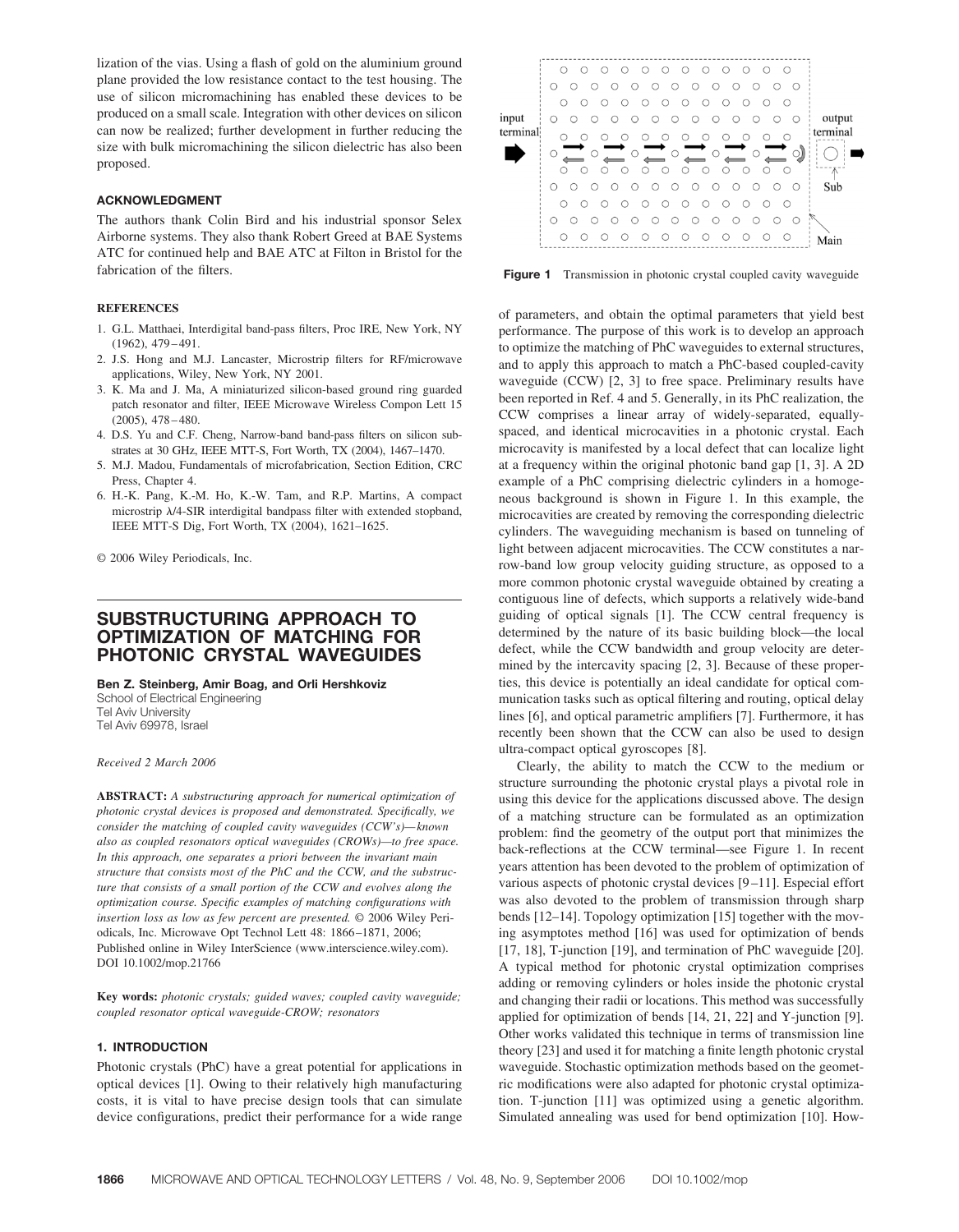lization of the vias. Using a flash of gold on the aluminium ground plane provided the low resistance contact to the test housing. The use of silicon micromachining has enabled these devices to be produced on a small scale. Integration with other devices on silicon can now be realized; further development in further reducing the size with bulk micromachining the silicon dielectric has also been proposed.

## ACKNOWLEDGMENT

The authors thank Colin Bird and his industrial sponsor Selex Airborne systems. They also thank Robert Greed at BAE Systems ATC for continued help and BAE ATC at Filton in Bristol for the fabrication of the filters.

## REFERENCES

1. G.L. Matthaei, Interdigital band-pass filters, Proc IRE, New York, NY (1962), 479–491.
2. J.S. Hong and M.J. Lancaster, Microstrip filters for RF/microwave applications, Wiley, New York, NY 2001.
3. K. Ma and J. Ma, A miniaturized silicon-based ground ring guarded patch resonator and filter, IEEE Microwave Wireless Compon Lett 15 (2005), 478–480.
4. D.S. Yu and C.F. Cheng, Narrow-band band-pass filters on silicon substrates at 30 GHz, IEEE MTT-S, Fort Worth, TX (2004), 1467–1470.
5. M.J. Madou, Fundamentals of microfabrication, Section Edition, CRC Press, Chapter 4.
6. H.-K. Pang, K.-M. Ho, K.-W. Tam, and R.P. Martins, A compact microstrip λ/4-SIR interdigital bandpass filter with extended stopband, IEEE MTT-S Dig, Fort Worth, TX (2004), 1621–1625.

© 2006 Wiley Periodicals, Inc.

# SUBSTRUCTURING APPROACH TO OPTIMIZATION OF MATCHING FOR PHOTONIC CRYSTAL WAVEGUIDES

**Ben Z. Steinberg, Amir Boag, and Orli Hershkoviz**
School of Electrical Engineering
Tel Aviv University
Tel Aviv 69978, Israel

*Received 2 March 2006*

**ABSTRACT:** *A substructuring approach for numerical optimization of photonic crystal devices is proposed and demonstrated. Specifically, we consider the matching of coupled cavity waveguides (CCW's)—known also as coupled resonators optical waveguides (CROWs)—to free space. In this approach, one separates a priori between the invariant main structure that consists most of the PhC and the CCW, and the substructure that consists of a small portion of the CCW and evolves along the optimization course. Specific examples of matching configurations with insertion loss as low as few percent are presented.* © 2006 Wiley Periodicals, Inc. Microwave Opt Technol Lett 48: 1866–1871, 2006; Published online in Wiley InterScience (www.interscience.wiley.com). DOI 10.1002/mop.21766

**Key words:** *photonic crystals; guided waves; coupled cavity waveguide; coupled resonator optical waveguide-CROW; resonators*

## 1. INTRODUCTION

Photonic crystals (PhC) have a great potential for applications in optical devices [1]. Owing to their relatively high manufacturing costs, it is vital to have precise design tools that can simulate device configurations, predict their performance for a wide range of parameters, and obtain the optimal parameters that yield best performance. The purpose of this work is to develop an approach to optimize the matching of PhC waveguides to external structures, and to apply this approach to match a PhC-based coupled-cavity waveguide (CCW) [2, 3] to free space. Preliminary results have been reported in Ref. 4 and 5. Generally, in its PhC realization, the CCW comprises a linear array of widely-separated, equally-spaced, and identical microcavities in a photonic crystal. Each microcavity is manifested by a local defect that can localize light at a frequency within the original photonic band gap [1, 3]. A 2D example of a PhC comprising dielectric cylinders in a homogeneous background is shown in Figure 1. In this example, the microcavities are created by removing the corresponding dielectric cylinders. The waveguiding mechanism is based on tunneling of light between adjacent microcavities. The CCW constitutes a narrow-band low group velocity guiding structure, as opposed to a more common photonic crystal waveguide obtained by creating a contiguous line of defects, which supports a relatively wide-band guiding of optical signals [1]. The CCW central frequency is determined by the nature of its basic building block—the local defect, while the CCW bandwidth and group velocity are determined by the intercavity spacing [2, 3]. Because of these properties, this device is potentially an ideal candidate for optical communication tasks such as optical filtering and routing, optical delay lines [6], and optical parametric amplifiers [7]. Furthermore, it has recently been shown that the CCW can also be used to design ultra-compact optical gyroscopes [8].

**Figure 1** Transmission in photonic crystal coupled cavity waveguide

Clearly, the ability to match the CCW to the medium or structure surrounding the photonic crystal plays a pivotal role in using this device for the applications discussed above. The design of a matching structure can be formulated as an optimization problem: find the geometry of the output port that minimizes the back-reflections at the CCW terminal—see Figure 1. In recent years attention has been devoted to the problem of optimization of various aspects of photonic crystal devices [9–11]. Especial effort was also devoted to the problem of transmission through sharp bends [12–14]. Topology optimization [15] together with the moving asymptotes method [16] was used for optimization of bends [17, 18], T-junction [19], and termination of PhC waveguide [20]. A typical method for photonic crystal optimization comprises adding or removing cylinders or holes inside the photonic crystal and changing their radii or locations. This method was successfully applied for optimization of bends [14, 21, 22] and Y-junction [9]. Other works validated this technique in terms of transmission line theory [23] and used it for matching a finite length photonic crystal waveguide. Stochastic optimization methods based on the geometric modifications were also adapted for photonic crystal optimization. T-junction [11] was optimized using a genetic algorithm. Simulated annealing was used for bend optimization [10]. How-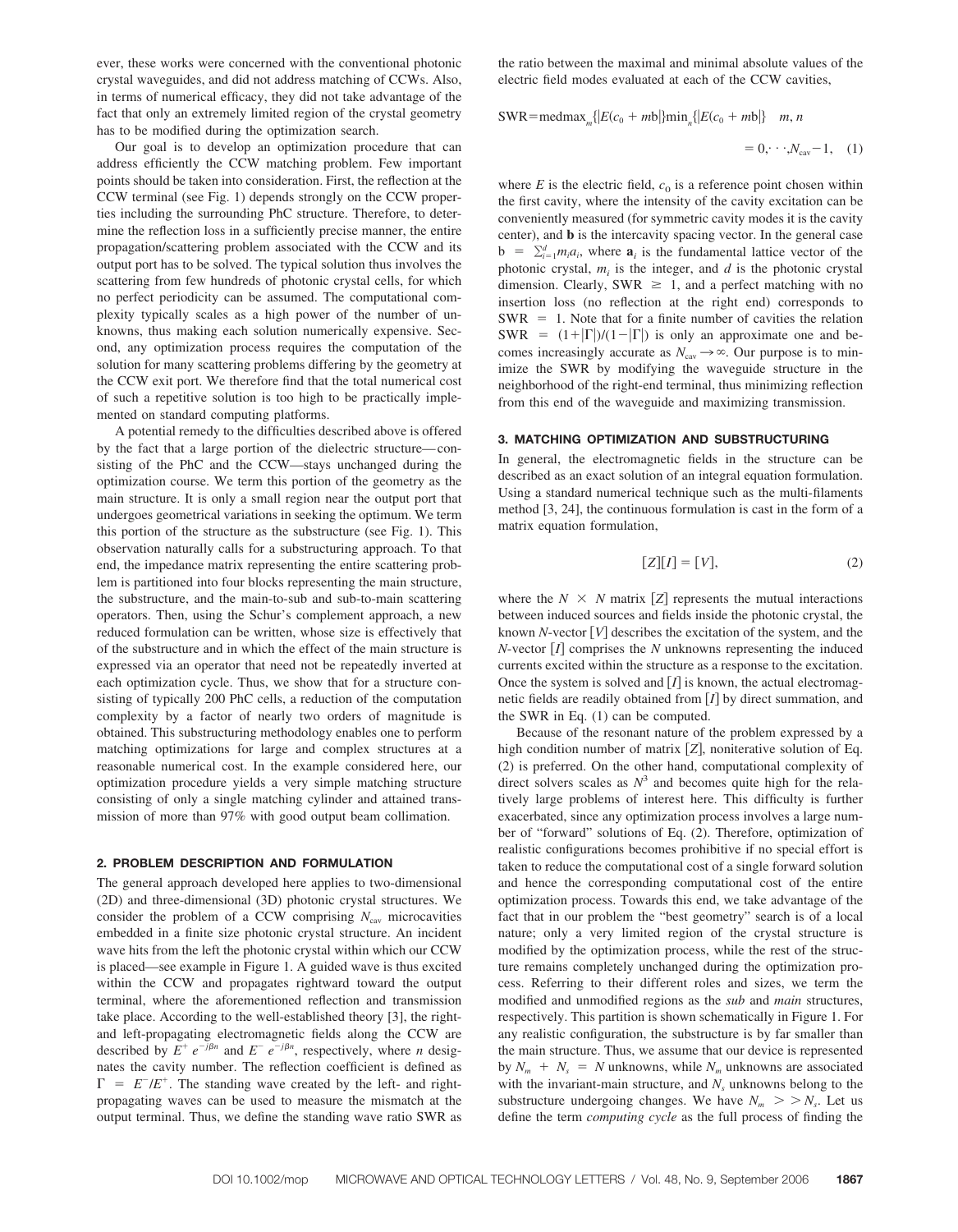ever, these works were concerned with the conventional photonic crystal waveguides, and did not address matching of CCWs. Also, in terms of numerical efficacy, they did not take advantage of the fact that only an extremely limited region of the crystal geometry has to be modified during the optimization search.

Our goal is to develop an optimization procedure that can address efficiently the CCW matching problem. Few important points should be taken into consideration. First, the reflection at the CCW terminal (see Fig. 1) depends strongly on the CCW properties including the surrounding PhC structure. Therefore, to determine the reflection loss in a sufficiently precise manner, the entire propagation/scattering problem associated with the CCW and its output port has to be solved. The typical solution thus involves the scattering from few hundreds of photonic crystal cells, for which no perfect periodicity can be assumed. The computational complexity typically scales as a high power of the number of unknowns, thus making each solution numerically expensive. Second, any optimization process requires the computation of the solution for many scattering problems differing by the geometry at the CCW exit port. We therefore find that the total numerical cost of such a repetitive solution is too high to be practically implemented on standard computing platforms.

A potential remedy to the difficulties described above is offered by the fact that a large portion of the dielectric structure—consisting of the PhC and the CCW—stays unchanged during the optimization course. We term this portion of the geometry as the main structure. It is only a small region near the output port that undergoes geometrical variations in seeking the optimum. We term this portion of the structure as the substructure (see Fig. 1). This observation naturally calls for a substructuring approach. To that end, the impedance matrix representing the entire scattering problem is partitioned into four blocks representing the main structure, the substructure, and the main-to-sub and sub-to-main scattering operators. Then, using the Schur's complement approach, a new reduced formulation can be written, whose size is effectively that of the substructure and in which the effect of the main structure is expressed via an operator that need not be repeatedly inverted at each optimization cycle. Thus, we show that for a structure consisting of typically 200 PhC cells, a reduction of the computation complexity by a factor of nearly two orders of magnitude is obtained. This substructuring methodology enables one to perform matching optimizations for large and complex structures at a reasonable numerical cost. In the example considered here, our optimization procedure yields a very simple matching structure consisting of only a single matching cylinder and attained transmission of more than 97% with good output beam collimation.

## 2. PROBLEM DESCRIPTION AND FORMULATION

The general approach developed here applies to two-dimensional (2D) and three-dimensional (3D) photonic crystal structures. We consider the problem of a CCW comprising $N_{cav}$ microcavities embedded in a finite size photonic crystal structure. An incident wave hits from the left the photonic crystal within which our CCW is placed—see example in Figure 1. A guided wave is thus excited within the CCW and propagates rightward toward the output terminal, where the aforementioned reflection and transmission take place. According to the well-established theory [3], the right- and left-propagating electromagnetic fields along the CCW are described by $E^+ e^{-j\beta n}$ and $E^- e^{-j\beta n}$, respectively, where $n$ designates the cavity number. The reflection coefficient is defined as $\Gamma = E^-/E^+$. The standing wave created by the left- and right-propagating waves can be used to measure the mismatch at the output terminal. Thus, we define the standing wave ratio SWR as the ratio between the maximal and minimal absolute values of the electric field modes evaluated at each of the CCW cavities,

$$\mathrm{SWR} = \mathrm{med} \max_m\{|E(c_0 + m\mathbf{b}|\} \min_n\{|E(c_0 + m\mathbf{b})|\} \quad m, n = 0, \cdots, N_{cav} - 1, \quad (1)$$

where $E$ is the electric field, $c_0$ is a reference point chosen within the first cavity, where the intensity of the cavity excitation can be conveniently measured (for symmetric cavity modes it is the cavity center), and $\mathbf{b}$ is the intercavity spacing vector. In the general case $b = \sum_{i=1}^{d} m_i a_i$, where $\mathbf{a}_i$ is the fundamental lattice vector of the photonic crystal, $m_i$ is the integer, and $d$ is the photonic crystal dimension. Clearly, SWR $\geq 1$, and a perfect matching with no insertion loss (no reflection at the right end) corresponds to SWR $= 1$. Note that for a finite number of cavities the relation SWR $= (1+|\Gamma|)/(1-|\Gamma|)$ is only an approximate one and becomes increasingly accurate as $N_{cav} \to \infty$. Our purpose is to minimize the SWR by modifying the waveguide structure in the neighborhood of the right-end terminal, thus minimizing reflection from this end of the waveguide and maximizing transmission.

## 3. MATCHING OPTIMIZATION AND SUBSTRUCTURING

In general, the electromagnetic fields in the structure can be described as an exact solution of an integral equation formulation. Using a standard numerical technique such as the multi-filaments method [3, 24], the continuous formulation is cast in the form of a matrix equation formulation,

$$[Z][I] = [V], \quad (2)$$

where the $N \times N$ matrix $[Z]$ represents the mutual interactions between induced sources and fields inside the photonic crystal, the known $N$-vector $[V]$ describes the excitation of the system, and the $N$-vector $[I]$ comprises the $N$ unknowns representing the induced currents excited within the structure as a response to the excitation. Once the system is solved and $[I]$ is known, the actual electromagnetic fields are readily obtained from $[I]$ by direct summation, and the SWR in Eq. (1) can be computed.

Because of the resonant nature of the problem expressed by a high condition number of matrix $[Z]$, noniterative solution of Eq. (2) is preferred. On the other hand, computational complexity of direct solvers scales as $N^3$ and becomes quite high for the relatively large problems of interest here. This difficulty is further exacerbated, since any optimization process involves a large number of "forward" solutions of Eq. (2). Therefore, optimization of realistic configurations becomes prohibitive if no special effort is taken to reduce the computational cost of a single forward solution and hence the corresponding computational cost of the entire optimization process. Towards this end, we take advantage of the fact that in our problem the "best geometry" search is of a local nature; only a very limited region of the crystal structure is modified by the optimization process, while the rest of the structure remains completely unchanged during the optimization process. Referring to their different roles and sizes, we term the modified and unmodified regions as the *sub* and *main* structures, respectively. This partition is shown schematically in Figure 1. For any realistic configuration, the substructure is by far smaller than the main structure. Thus, we assume that our device is represented by $N_m + N_s = N$ unknowns, while $N_m$ unknowns are associated with the invariant-main structure, and $N_s$ unknowns belong to the substructure undergoing changes. We have $N_m >> N_s$. Let us define the term *computing cycle* as the full process of finding the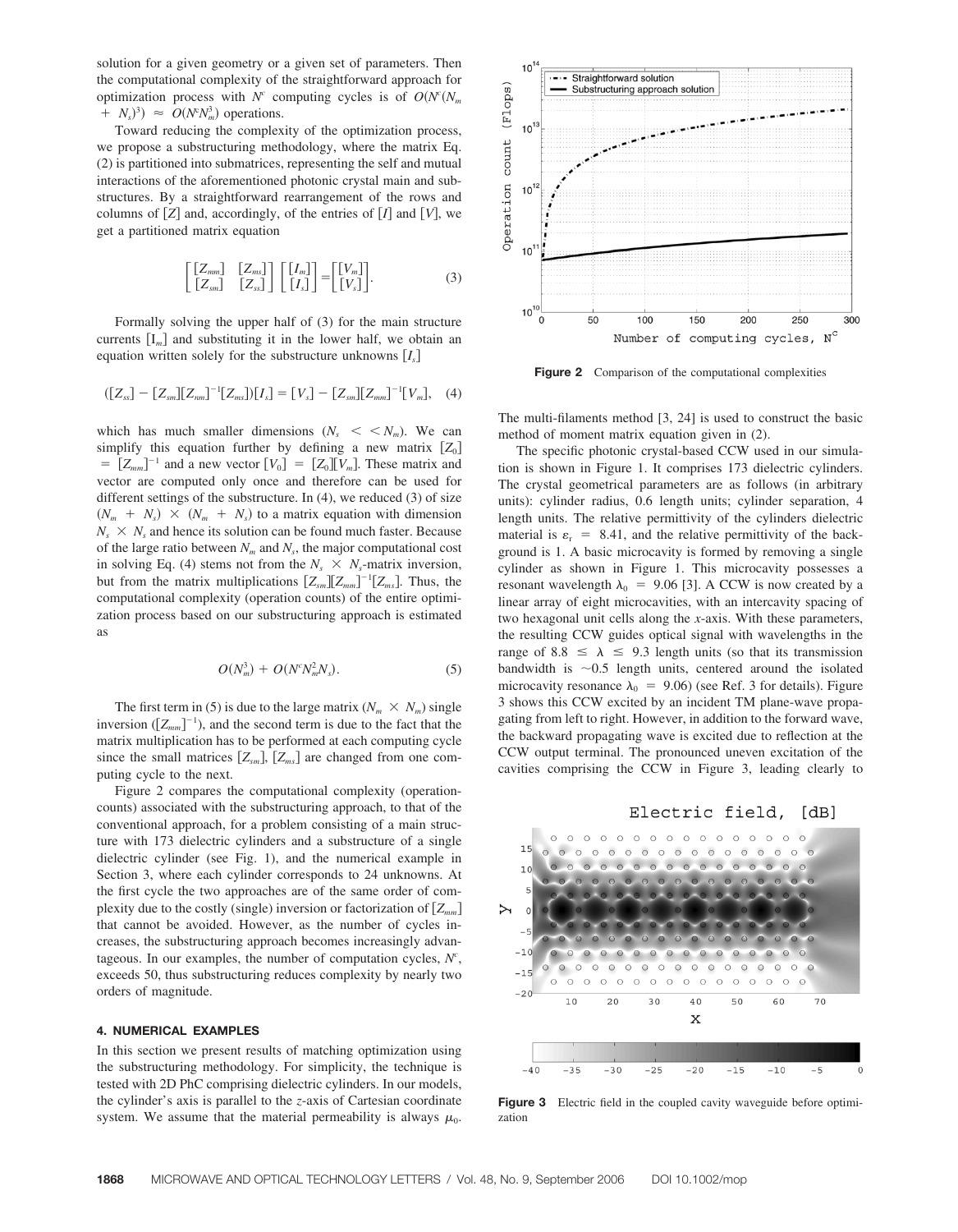solution for a given geometry or a given set of parameters. Then the computational complexity of the straightforward approach for optimization process with $N^c$ computing cycles is of $O(N^c(N_m + N_s)^3) \approx O(N^c N_m^3)$ operations.

Toward reducing the complexity of the optimization process, we propose a substructuring methodology, where the matrix Eq. (2) is partitioned into submatrices, representing the self and mutual interactions of the aforementioned photonic crystal main and substructures. By a straightforward rearrangement of the rows and columns of $[Z]$ and, accordingly, of the entries of $[I]$ and $[V]$, we get a partitioned matrix equation

$$\begin{bmatrix} [Z_{mm}] & [Z_{ms}] \\ [Z_{sm}] & [Z_{ss}] \end{bmatrix} \begin{bmatrix} [I_m] \\ [I_s] \end{bmatrix} = \begin{bmatrix} [V_m] \\ [V_s] \end{bmatrix}. \quad (3)$$

Formally solving the upper half of (3) for the main structure currents $[I_m]$ and substituting it in the lower half, we obtain an equation written solely for the substructure unknowns $[I_s]$

$$([Z_{ss}] - [Z_{sm}][Z_{mm}]^{-1}[Z_{ms}])[I_s] = [V_s] - [Z_{sm}][Z_{mm}]^{-1}[V_m], \quad (4)$$

which has much smaller dimensions ($N_s << N_m$). We can simplify this equation further by defining a new matrix $[Z_0] = [Z_{mm}]^{-1}$ and a new vector $[V_0] = [Z_0][V_m]$. These matrix and vector are computed only once and therefore can be used for different settings of the substructure. In (4), we reduced (3) of size $(N_m + N_s) \times (N_m + N_s)$ to a matrix equation with dimension $N_s \times N_s$ and hence its solution can be found much faster. Because of the large ratio between $N_m$ and $N_s$, the major computational cost in solving Eq. (4) stems not from the $N_s \times N_s$-matrix inversion, but from the matrix multiplications $[Z_{sm}][Z_{mm}]^{-1}[Z_{ms}]$. Thus, the computational complexity (operation counts) of the entire optimization process based on our substructuring approach is estimated as

$$O(N_m^3) + O(N^c N_m^2 N_s). \quad (5)$$

The first term in (5) is due to the large matrix ($N_m \times N_m$) single inversion ($[Z_{mm}]^{-1}$), and the second term is due to the fact that the matrix multiplication has to be performed at each computing cycle since the small matrices $[Z_{sm}]$, $[Z_{ms}]$ are changed from one computing cycle to the next.

Figure 2 compares the computational complexity (operation-counts) associated with the substructuring approach, to that of the conventional approach, for a problem consisting of a main structure with 173 dielectric cylinders and a substructure of a single dielectric cylinder (see Fig. 1), and the numerical example in Section 3, where each cylinder corresponds to 24 unknowns. At the first cycle the two approaches are of the same order of complexity due to the costly (single) inversion or factorization of $[Z_{mm}]$ that cannot be avoided. However, as the number of cycles increases, the substructuring approach becomes increasingly advantageous. In our examples, the number of computation cycles, $N^c$, exceeds 50, thus substructuring reduces complexity by nearly two orders of magnitude.

## 4. NUMERICAL EXAMPLES

In this section we present results of matching optimization using the substructuring methodology. For simplicity, the technique is tested with 2D PhC comprising dielectric cylinders. In our models, the cylinder's axis is parallel to the *z*-axis of Cartesian coordinate system. We assume that the material permeability is always $\mu_0$.

**Figure 2** Comparison of the computational complexities

The multi-filaments method [3, 24] is used to construct the basic method of moment matrix equation given in (2).

The specific photonic crystal-based CCW used in our simulation is shown in Figure 1. It comprises 173 dielectric cylinders. The crystal geometrical parameters are as follows (in arbitrary units): cylinder radius, 0.6 length units; cylinder separation, 4 length units. The relative permittivity of the cylinders dielectric material is $\varepsilon_r = 8.41$, and the relative permittivity of the background is 1. A basic microcavity is formed by removing a single cylinder as shown in Figure 1. This microcavity possesses a resonant wavelength $\lambda_0 = 9.06$ [3]. A CCW is now created by a linear array of eight microcavities, with an intercavity spacing of two hexagonal unit cells along the *x*-axis. With these parameters, the resulting CCW guides optical signal with wavelengths in the range of $8.8 \leq \lambda \leq 9.3$ length units (so that its transmission bandwidth is ~0.5 length units, centered around the isolated microcavity resonance $\lambda_0 = 9.06$) (see Ref. 3 for details). Figure 3 shows this CCW excited by an incident TM plane-wave propagating from left to right. However, in addition to the forward wave, the backward propagating wave is excited due to reflection at the CCW output terminal. The pronounced uneven excitation of the cavities comprising the CCW in Figure 3, leading clearly to

**Figure 3** Electric field in the coupled cavity waveguide before optimization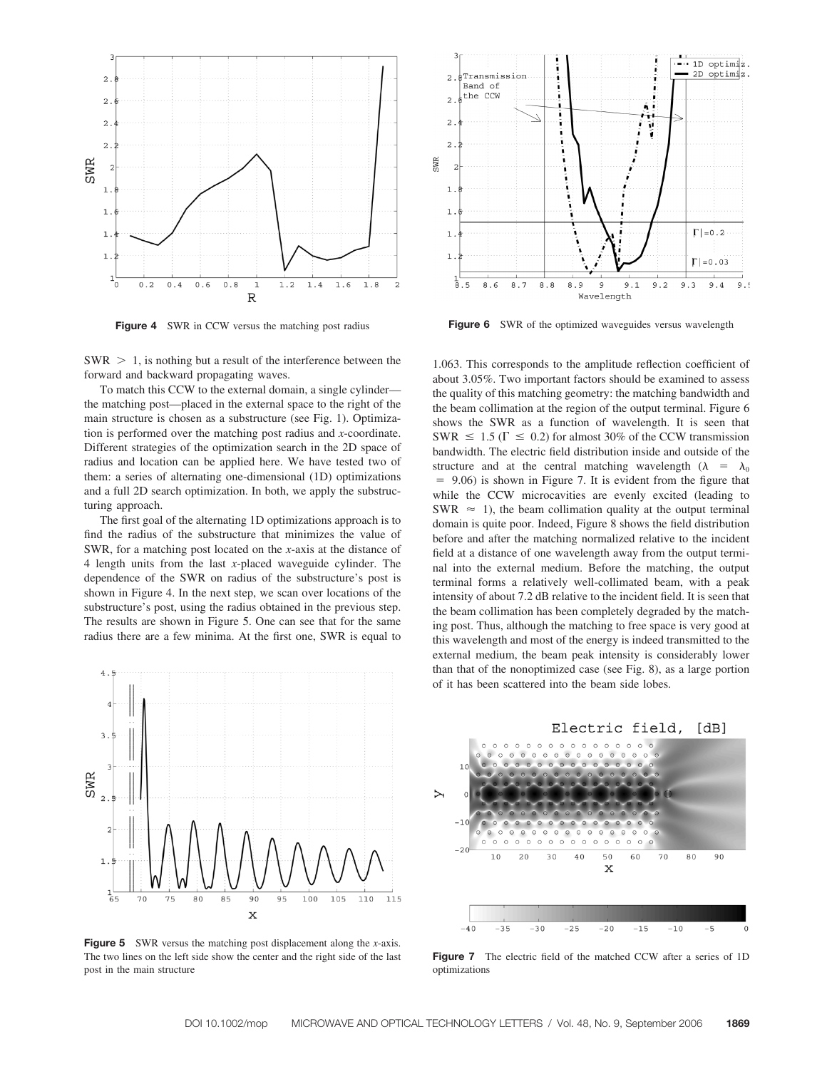$SWR > 1$, is nothing but a result of the interference between the forward and backward propagating waves.

To match this CCW to the external domain, a single cylinder—the matching post—placed in the external space to the right of the main structure is chosen as a substructure (see Fig. 1). Optimization is performed over the matching post radius and $x$-coordinate. Different strategies of the optimization search in the 2D space of radius and location can be applied here. We have tested two of them: a series of alternating one-dimensional (1D) optimizations and a full 2D search optimization. In both, we apply the substructuring approach.

The first goal of the alternating 1D optimizations approach is to find the radius of the substructure that minimizes the value of SWR, for a matching post located on the $x$-axis at the distance of 4 length units from the last $x$-placed waveguide cylinder. The dependence of the SWR on radius of the substructure's post is shown in Figure 4. In the next step, we scan over locations of the substructure's post, using the radius obtained in the previous step. The results are shown in Figure 5. One can see that for the same radius there are a few minima. At the first one, SWR is equal to 1.063. This corresponds to the amplitude reflection coefficient of about 3.05%. Two important factors should be examined to assess the quality of this matching geometry: the matching bandwidth and the beam collimation at the region of the output terminal. Figure 6 shows the SWR as a function of wavelength. It is seen that $SWR \leq 1.5$ ($\Gamma \leq 0.2$) for almost 30% of the CCW transmission bandwidth. The electric field distribution inside and outside of the structure and at the central matching wavelength ($\lambda = \lambda_0 = 9.06$) is shown in Figure 7. It is evident from the figure that while the CCW microcavities are evenly excited (leading to $SWR \approx 1$), the beam collimation quality at the output terminal domain is quite poor. Indeed, Figure 8 shows the field distribution before and after the matching normalized relative to the incident field at a distance of one wavelength away from the output terminal into the external medium. Before the matching, the output terminal forms a relatively well-collimated beam, with a peak intensity of about 7.2 dB relative to the incident field. It is seen that the beam collimation has been completely degraded by the matching post. Thus, although the matching to free space is very good at this wavelength and most of the energy is indeed transmitted to the external medium, the beam peak intensity is considerably lower than that of the nonoptimized case (see Fig. 8), as a large portion of it has been scattered into the beam side lobes.

**Figure 4** SWR in CCW versus the matching post radius

**Figure 5** SWR versus the matching post displacement along the $x$-axis. The two lines on the left side show the center and the right side of the last post in the main structure

**Figure 6** SWR of the optimized waveguides versus wavelength

**Figure 7** The electric field of the matched CCW after a series of 1D optimizations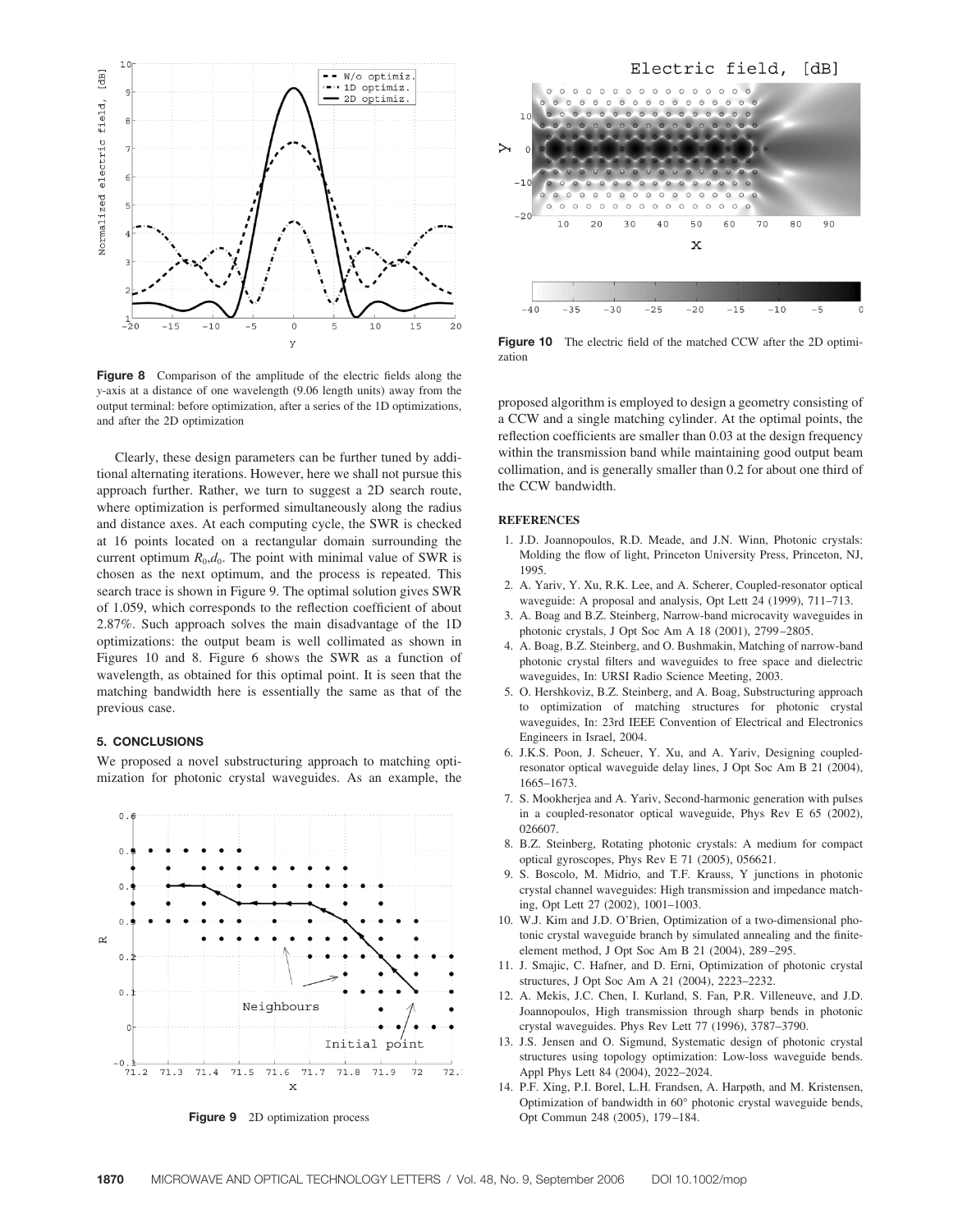**Figure 8** Comparison of the amplitude of the electric fields along the $y$-axis at a distance of one wavelength (9.06 length units) away from the output terminal: before optimization, after a series of the 1D optimizations, and after the 2D optimization

Clearly, these design parameters can be further tuned by additional alternating iterations. However, here we shall not pursue this approach further. Rather, we turn to suggest a 2D search route, where optimization is performed simultaneously along the radius and distance axes. At each computing cycle, the SWR is checked at 16 points located on a rectangular domain surrounding the current optimum $R_0$,$d_0$. The point with minimal value of SWR is chosen as the next optimum, and the process is repeated. This search trace is shown in Figure 9. The optimal solution gives SWR of 1.059, which corresponds to the reflection coefficient of about 2.87%. Such approach solves the main disadvantage of the 1D optimizations: the output beam is well collimated as shown in Figures 10 and 8. Figure 6 shows the SWR as a function of wavelength, as obtained for this optimal point. It is seen that the matching bandwidth here is essentially the same as that of the previous case.

## 5. CONCLUSIONS

We proposed a novel substructuring approach to matching optimization for photonic crystal waveguides. As an example, the proposed algorithm is employed to design a geometry consisting of a CCW and a single matching cylinder. At the optimal points, the reflection coefficients are smaller than 0.03 at the design frequency within the transmission band while maintaining good output beam collimation, and is generally smaller than 0.2 for about one third of the CCW bandwidth.

**Figure 9** 2D optimization process

**Figure 10** The electric field of the matched CCW after the 2D optimization

## REFERENCES

1. J.D. Joannopoulos, R.D. Meade, and J.N. Winn, Photonic crystals: Molding the flow of light, Princeton University Press, Princeton, NJ, 1995.
2. A. Yariv, Y. Xu, R.K. Lee, and A. Scherer, Coupled-resonator optical waveguide: A proposal and analysis, Opt Lett 24 (1999), 711–713.
3. A. Boag and B.Z. Steinberg, Narrow-band microcavity waveguides in photonic crystals, J Opt Soc Am A 18 (2001), 2799–2805.
4. A. Boag, B.Z. Steinberg, and O. Bushmakin, Matching of narrow-band photonic crystal filters and waveguides to free space and dielectric waveguides, In: URSI Radio Science Meeting, 2003.
5. O. Hershkoviz, B.Z. Steinberg, and A. Boag, Substructuring approach to optimization of matching structures for photonic crystal waveguides, In: 23rd IEEE Convention of Electrical and Electronics Engineers in Israel, 2004.
6. J.K.S. Poon, J. Scheuer, Y. Xu, and A. Yariv, Designing coupled-resonator optical waveguide delay lines, J Opt Soc Am B 21 (2004), 1665–1673.
7. S. Mookherjea and A. Yariv, Second-harmonic generation with pulses in a coupled-resonator optical waveguide, Phys Rev E 65 (2002), 026607.
8. B.Z. Steinberg, Rotating photonic crystals: A medium for compact optical gyroscopes, Phys Rev E 71 (2005), 056621.
9. S. Boscolo, M. Midrio, and T.F. Krauss, Y junctions in photonic crystal channel waveguides: High transmission and impedance matching, Opt Lett 27 (2002), 1001–1003.
10. W.J. Kim and J.D. O'Brien, Optimization of a two-dimensional photonic crystal waveguide branch by simulated annealing and the finite-element method, J Opt Soc Am B 21 (2004), 289–295.
11. J. Smajic, C. Hafner, and D. Erni, Optimization of photonic crystal structures, J Opt Soc Am A 21 (2004), 2223–2232.
12. A. Mekis, J.C. Chen, I. Kurland, S. Fan, P.R. Villeneuve, and J.D. Joannopoulos, High transmission through sharp bends in photonic crystal waveguides. Phys Rev Lett 77 (1996), 3787–3790.
13. J.S. Jensen and O. Sigmund, Systematic design of photonic crystal structures using topology optimization: Low-loss waveguide bends. Appl Phys Lett 84 (2004), 2022–2024.
14. P.F. Xing, P.I. Borel, L.H. Frandsen, A. Harpøth, and M. Kristensen, Optimization of bandwidth in 60° photonic crystal waveguide bends, Opt Commun 248 (2005), 179–184.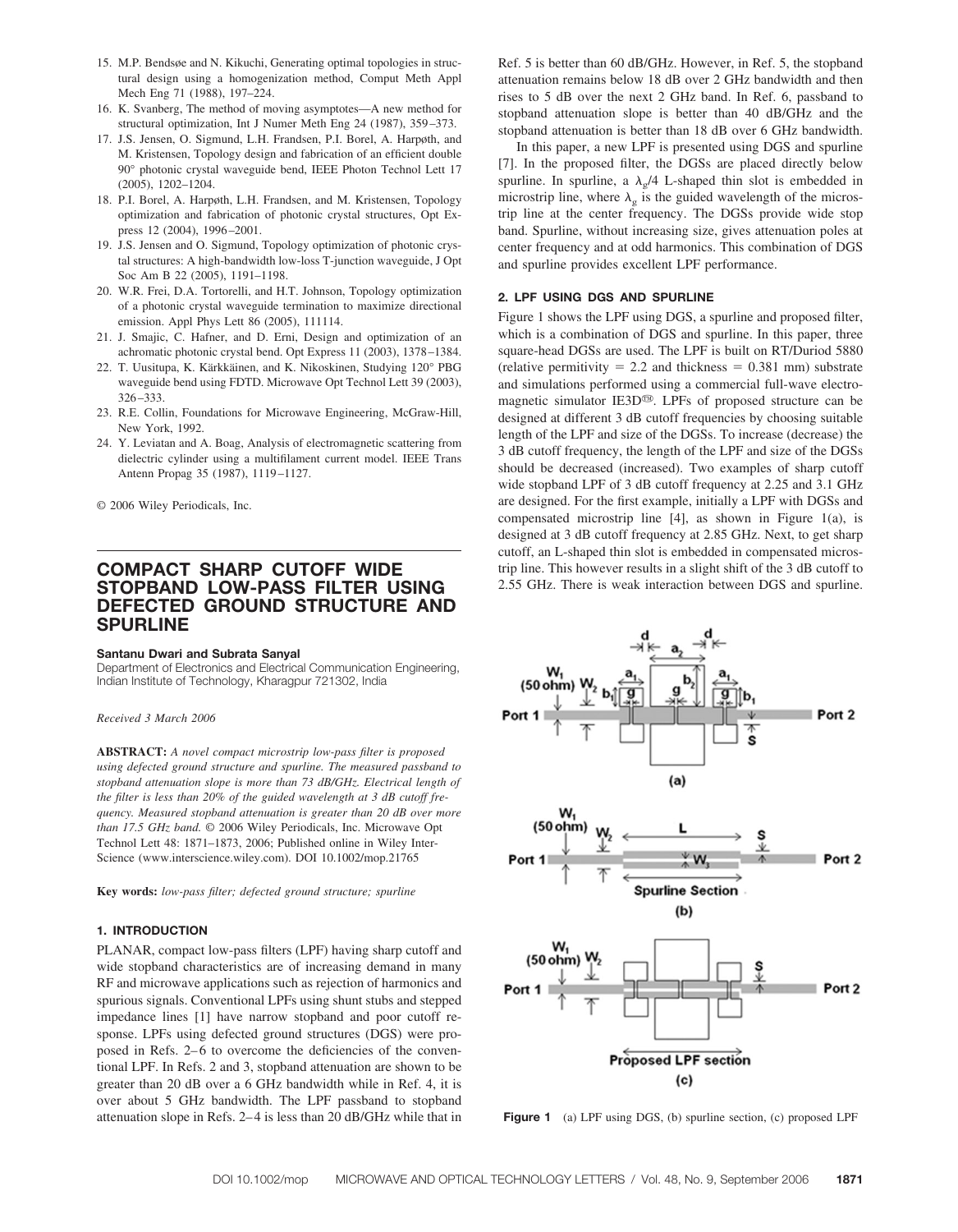15. M.P. Bendsøe and N. Kikuchi, Generating optimal topologies in structural design using a homogenization method, Comput Meth Appl Mech Eng 71 (1988), 197–224.
16. K. Svanberg, The method of moving asymptotes—A new method for structural optimization, Int J Numer Meth Eng 24 (1987), 359–373.
17. J.S. Jensen, O. Sigmund, L.H. Frandsen, P.I. Borel, A. Harpøth, and M. Kristensen, Topology design and fabrication of an efficient double 90° photonic crystal waveguide bend, IEEE Photon Technol Lett 17 (2005), 1202–1204.
18. P.I. Borel, A. Harpøth, L.H. Frandsen, and M. Kristensen, Topology optimization and fabrication of photonic crystal structures, Opt Express 12 (2004), 1996–2001.
19. J.S. Jensen and O. Sigmund, Topology optimization of photonic crystal structures: A high-bandwidth low-loss T-junction waveguide, J Opt Soc Am B 22 (2005), 1191–1198.
20. W.R. Frei, D.A. Tortorelli, and H.T. Johnson, Topology optimization of a photonic crystal waveguide termination to maximize directional emission. Appl Phys Lett 86 (2005), 111114.
21. J. Smajic, C. Hafner, and D. Erni, Design and optimization of an achromatic photonic crystal bend. Opt Express 11 (2003), 1378–1384.
22. T. Uusitupa, K. Kärkkäinen, and K. Nikoskinen, Studying 120° PBG waveguide bend using FDTD. Microwave Opt Technol Lett 39 (2003), 326–333.
23. R.E. Collin, Foundations for Microwave Engineering, McGraw-Hill, New York, 1992.
24. Y. Leviatan and A. Boag, Analysis of electromagnetic scattering from dielectric cylinder using a multifilament current model. IEEE Trans Antenn Propag 35 (1987), 1119–1127.

© 2006 Wiley Periodicals, Inc.

# COMPACT SHARP CUTOFF WIDE STOPBAND LOW-PASS FILTER USING DEFECTED GROUND STRUCTURE AND SPURLINE

**Santanu Dwari and Subrata Sanyal**
Department of Electronics and Electrical Communication Engineering, Indian Institute of Technology, Kharagpur 721302, India

*Received 3 March 2006*

**ABSTRACT:** *A novel compact microstrip low-pass filter is proposed using defected ground structure and spurline. The measured passband to stopband attenuation slope is more than 73 dB/GHz. Electrical length of the filter is less than 20% of the guided wavelength at 3 dB cutoff frequency. Measured stopband attenuation is greater than 20 dB over more than 17.5 GHz band.* © 2006 Wiley Periodicals, Inc. Microwave Opt Technol Lett 48: 1871–1873, 2006; Published online in Wiley InterScience (www.interscience.wiley.com). DOI 10.1002/mop.21765

**Key words:** *low-pass filter; defected ground structure; spurline*

## 1. INTRODUCTION

PLANAR, compact low-pass filters (LPF) having sharp cutoff and wide stopband characteristics are of increasing demand in many RF and microwave applications such as rejection of harmonics and spurious signals. Conventional LPFs using shunt stubs and stepped impedance lines [1] have narrow stopband and poor cutoff response. LPFs using defected ground structures (DGS) were proposed in Refs. 2–6 to overcome the deficiencies of the conventional LPF. In Refs. 2 and 3, stopband attenuation are shown to be greater than 20 dB over a 6 GHz bandwidth while in Ref. 4, it is over about 5 GHz bandwidth. The LPF passband to stopband attenuation slope in Refs. 2–4 is less than 20 dB/GHz while that in Ref. 5 is better than 60 dB/GHz. However, in Ref. 5, the stopband attenuation remains below 18 dB over 2 GHz bandwidth and then rises to 5 dB over the next 2 GHz band. In Ref. 6, passband to stopband attenuation slope is better than 40 dB/GHz and the stopband attenuation is better than 18 dB over 6 GHz bandwidth.

In this paper, a new LPF is presented using DGS and spurline [7]. In the proposed filter, the DGSs are placed directly below spurline. In spurline, a $\lambda_g/4$ L-shaped thin slot is embedded in microstrip line, where $\lambda_g$ is the guided wavelength of the microstrip line at the center frequency. The DGSs provide wide stop band. Spurline, without increasing size, gives attenuation poles at center frequency and at odd harmonics. This combination of DGS and spurline provides excellent LPF performance.

## 2. LPF USING DGS AND SPURLINE

Figure 1 shows the LPF using DGS, a spurline and proposed filter, which is a combination of DGS and spurline. In this paper, three square-head DGSs are used. The LPF is built on RT/Duriod 5880 (relative permitivity = 2.2 and thickness = 0.381 mm) substrate and simulations performed using a commercial full-wave electromagnetic simulator IE3D®. LPFs of proposed structure can be designed at different 3 dB cutoff frequencies by choosing suitable length of the LPF and size of the DGSs. To increase (decrease) the 3 dB cutoff frequency, the length of the LPF and size of the DGSs should be decreased (increased). Two examples of sharp cutoff wide stopband LPF of 3 dB cutoff frequency at 2.25 and 3.1 GHz are designed. For the first example, initially a LPF with DGSs and compensated microstrip line [4], as shown in Figure 1(a), is designed at 3 dB cutoff frequency at 2.85 GHz. Next, to get sharp cutoff, an L-shaped thin slot is embedded in compensated microstrip line. This however results in a slight shift of the 3 dB cutoff to 2.55 GHz. There is weak interaction between DGS and spurline.

d
d
$a_2$
$W_1$
(50 ohm)
$W_2$
$a_1$
$b_2$
$a_1$
$b_1$
g
g
g
$b_1$
Port 1
Port 2
S
(a)

$W_1$
(50 ohm)
$W_2$
L
S
Port 1
$W_3$
Port 2
Spurline Section
(b)

$W_1$
(50 ohm)
$W_2$
S
Port 1
Port 2
Proposed LPF section
(c)

**Figure 1** (a) LPF using DGS, (b) spurline section, (c) proposed LPF